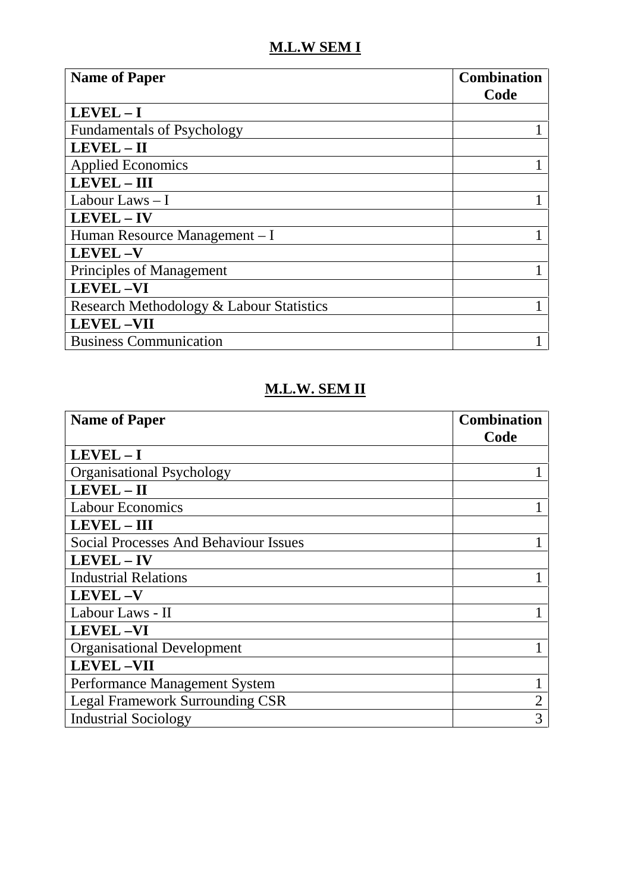## M.L.W SEM I

| Name of Paper | Combination Code |
|---|---|
| **LEVEL – I** | |
| Fundamentals of Psychology | 1 |
| **LEVEL – II** | |
| Applied Economics | 1 |
| **LEVEL – III** | |
| Labour Laws – I | 1 |
| **LEVEL – IV** | |
| Human Resource Management – I | 1 |
| **LEVEL –V** | |
| Principles of Management | 1 |
| **LEVEL –VI** | |
| Research Methodology & Labour Statistics | 1 |
| **LEVEL –VII** | |
| Business Communication | 1 |

## M.L.W. SEM II

| Name of Paper | Combination Code |
|---|---|
| **LEVEL – I** | |
| Organisational Psychology | 1 |
| **LEVEL – II** | |
| Labour Economics | 1 |
| **LEVEL – III** | |
| Social Processes And Behaviour Issues | 1 |
| **LEVEL – IV** | |
| Industrial Relations | 1 |
| **LEVEL –V** | |
| Labour Laws - II | 1 |
| **LEVEL –VI** | |
| Organisational Development | 1 |
| **LEVEL –VII** | |
| Performance Management System | 1 |
| Legal Framework Surrounding CSR | 2 |
| Industrial Sociology | 3 |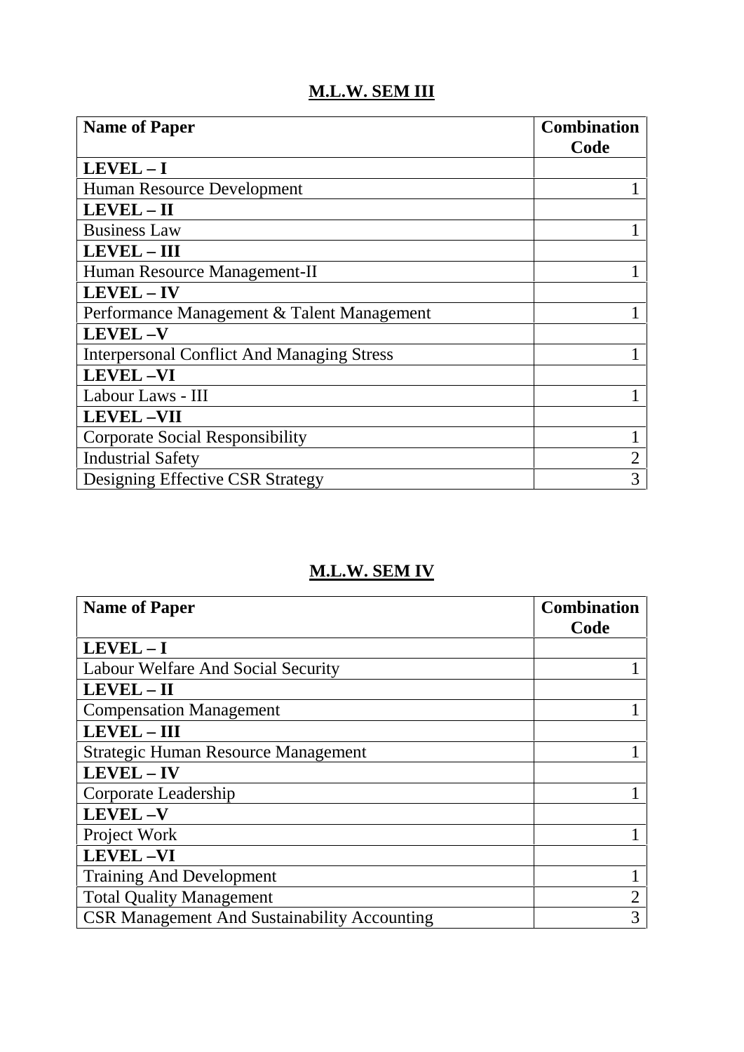## M.L.W. SEM III

| Name of Paper | Combination Code |
| --- | --- |
| **LEVEL – I** | |
| Human Resource Development | 1 |
| **LEVEL – II** | |
| Business Law | 1 |
| **LEVEL – III** | |
| Human Resource Management-II | 1 |
| **LEVEL – IV** | |
| Performance Management & Talent Management | 1 |
| **LEVEL –V** | |
| Interpersonal Conflict And Managing Stress | 1 |
| **LEVEL –VI** | |
| Labour Laws - III | 1 |
| **LEVEL –VII** | |
| Corporate Social Responsibility | 1 |
| Industrial Safety | 2 |
| Designing Effective CSR Strategy | 3 |

## M.L.W. SEM IV

| Name of Paper | Combination Code |
| --- | --- |
| **LEVEL – I** | |
| Labour Welfare And Social Security | 1 |
| **LEVEL – II** | |
| Compensation Management | 1 |
| **LEVEL – III** | |
| Strategic Human Resource Management | 1 |
| **LEVEL – IV** | |
| Corporate Leadership | 1 |
| **LEVEL –V** | |
| Project Work | 1 |
| **LEVEL –VI** | |
| Training And Development | 1 |
| Total Quality Management | 2 |
| CSR Management And Sustainability Accounting | 3 |